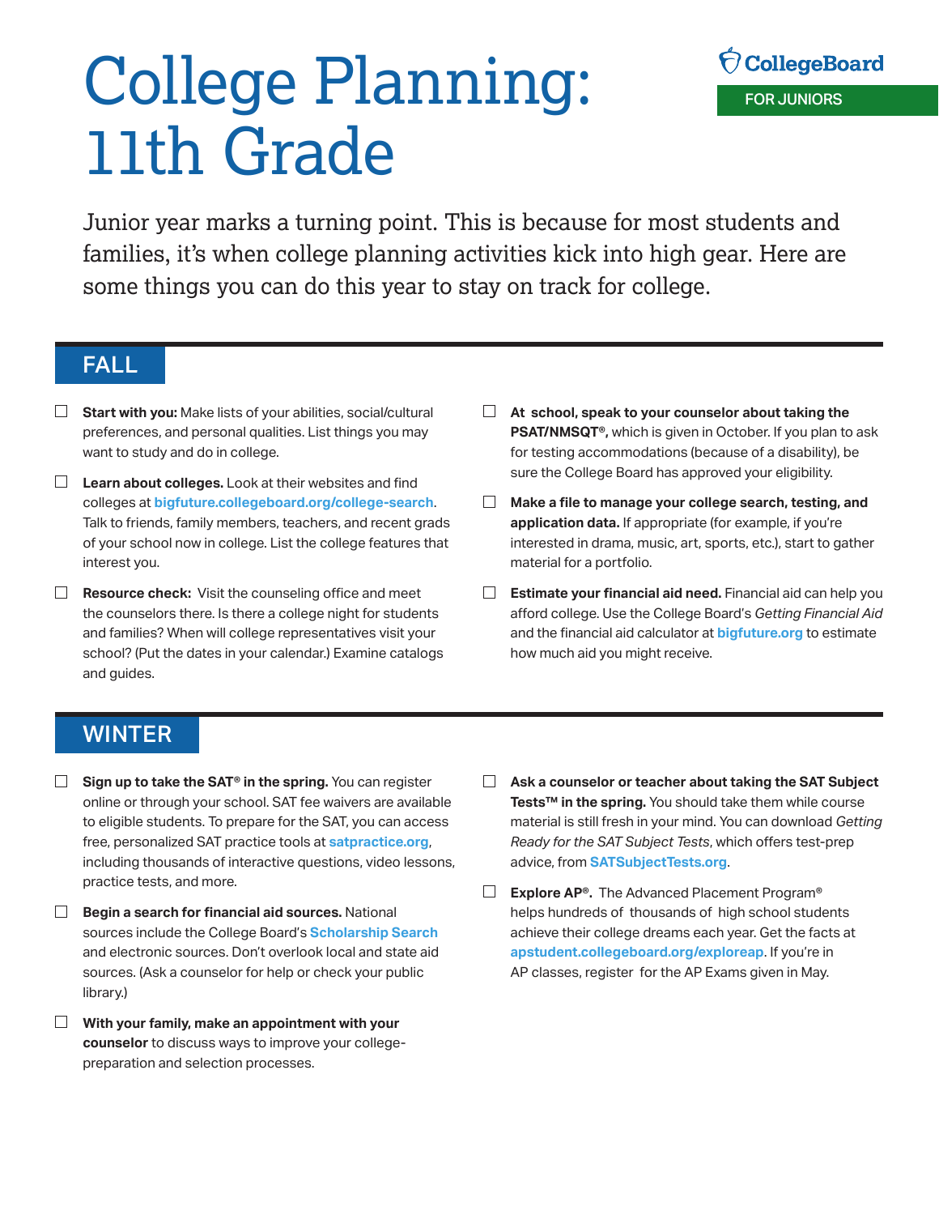# College Planning: 11th Grade

CollegeBoard

FOR JUNIORS

Junior year marks a turning point. This is because for most students and families, it's when college planning activities kick into high gear. Here are some things you can do this year to stay on track for college.

## FALL

- ☐ **Start with you:** Make lists of your abilities, social/cultural preferences, and personal qualities. List things you may want to study and do in college.
- ☐ **Learn about colleges.** Look at their websites and find colleges at **bigfuture.collegeboard.org/college-search**. Talk to friends, family members, teachers, and recent grads of your school now in college. List the college features that interest you.
- ☐ **Resource check:** Visit the counseling office and meet the counselors there. Is there a college night for students and families? When will college representatives visit your school? (Put the dates in your calendar.) Examine catalogs and guides.
- ☐ **At school, speak to your counselor about taking the PSAT/NMSQT®,** which is given in October. If you plan to ask for testing accommodations (because of a disability), be sure the College Board has approved your eligibility.
- ☐ **Make a file to manage your college search, testing, and application data.** If appropriate (for example, if you're interested in drama, music, art, sports, etc.), start to gather material for a portfolio.
- ☐ **Estimate your financial aid need.** Financial aid can help you afford college. Use the College Board's *Getting Financial Aid* and the financial aid calculator at **bigfuture.org** to estimate how much aid you might receive.

## WINTER

- ☐ **Sign up to take the SAT® in the spring.** You can register online or through your school. SAT fee waivers are available to eligible students. To prepare for the SAT, you can access free, personalized SAT practice tools at **satpractice.org**, including thousands of interactive questions, video lessons, practice tests, and more.
- ☐ **Begin a search for financial aid sources.** National sources include the College Board's **Scholarship Search** and electronic sources. Don't overlook local and state aid sources. (Ask a counselor for help or check your public library.)
- ☐ **With your family, make an appointment with your counselor** to discuss ways to improve your college-preparation and selection processes.
- ☐ **Ask a counselor or teacher about taking the SAT Subject Tests™ in the spring.** You should take them while course material is still fresh in your mind. You can download *Getting Ready for the SAT Subject Tests*, which offers test-prep advice, from **SATSubjectTests.org**.
- ☐ **Explore AP®.** The Advanced Placement Program® helps hundreds of thousands of high school students achieve their college dreams each year. Get the facts at **apstudent.collegeboard.org/exploreap**. If you're in AP classes, register for the AP Exams given in May.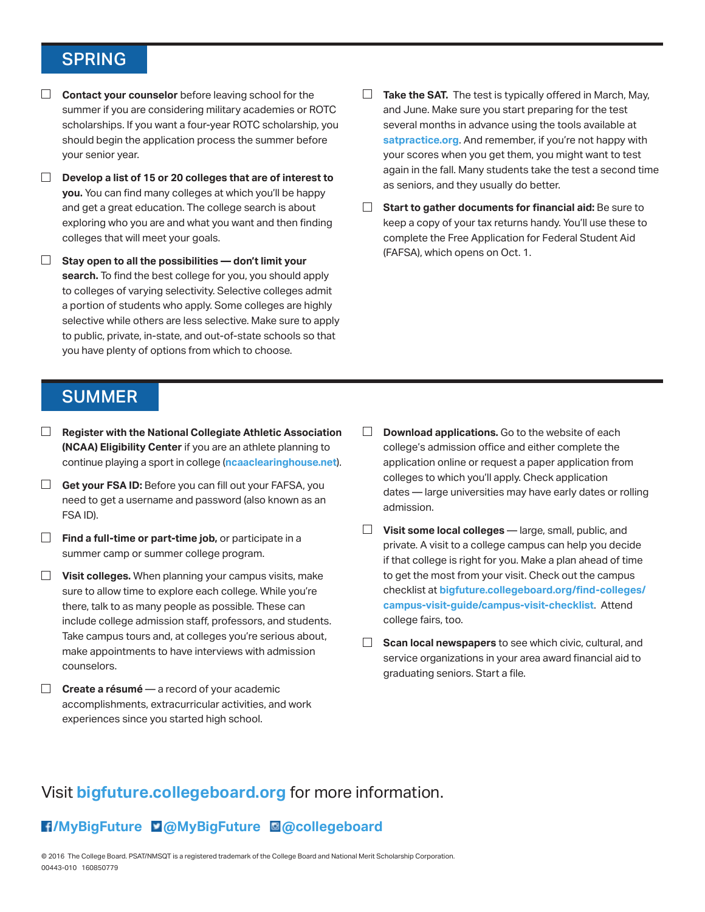## SPRING

- ☐ **Contact your counselor** before leaving school for the summer if you are considering military academies or ROTC scholarships. If you want a four-year ROTC scholarship, you should begin the application process the summer before your senior year.
- ☐ **Develop a list of 15 or 20 colleges that are of interest to you.** You can find many colleges at which you'll be happy and get a great education. The college search is about exploring who you are and what you want and then finding colleges that will meet your goals.
- ☐ **Stay open to all the possibilities — don't limit your search.** To find the best college for you, you should apply to colleges of varying selectivity. Selective colleges admit a portion of students who apply. Some colleges are highly selective while others are less selective. Make sure to apply to public, private, in-state, and out-of-state schools so that you have plenty of options from which to choose.
- ☐ **Take the SAT.** The test is typically offered in March, May, and June. Make sure you start preparing for the test several months in advance using the tools available at **satpractice.org**. And remember, if you're not happy with your scores when you get them, you might want to test again in the fall. Many students take the test a second time as seniors, and they usually do better.
- ☐ **Start to gather documents for financial aid:** Be sure to keep a copy of your tax returns handy. You'll use these to complete the Free Application for Federal Student Aid (FAFSA), which opens on Oct. 1.

## SUMMER

- ☐ **Register with the National Collegiate Athletic Association (NCAA) Eligibility Center** if you are an athlete planning to continue playing a sport in college (**ncaaclearinghouse.net**).
- ☐ **Get your FSA ID:** Before you can fill out your FAFSA, you need to get a username and password (also known as an FSA ID).
- ☐ **Find a full-time or part-time job,** or participate in a summer camp or summer college program.
- ☐ **Visit colleges.** When planning your campus visits, make sure to allow time to explore each college. While you're there, talk to as many people as possible. These can include college admission staff, professors, and students. Take campus tours and, at colleges you're serious about, make appointments to have interviews with admission counselors.
- ☐ **Create a résumé** — a record of your academic accomplishments, extracurricular activities, and work experiences since you started high school.
- ☐ **Download applications.** Go to the website of each college's admission office and either complete the application online or request a paper application from colleges to which you'll apply. Check application dates — large universities may have early dates or rolling admission.
- ☐ **Visit some local colleges** — large, small, public, and private. A visit to a college campus can help you decide if that college is right for you. Make a plan ahead of time to get the most from your visit. Check out the campus checklist at **bigfuture.collegeboard.org/find-colleges/campus-visit-guide/campus-visit-checklist**. Attend college fairs, too.
- ☐ **Scan local newspapers** to see which civic, cultural, and service organizations in your area award financial aid to graduating seniors. Start a file.

Visit **bigfuture.collegeboard.org** for more information.

**/MyBigFuture** **@MyBigFuture** **@collegeboard**

© 2016 The College Board. PSAT/NMSQT is a registered trademark of the College Board and National Merit Scholarship Corporation.
00443-010 160850779